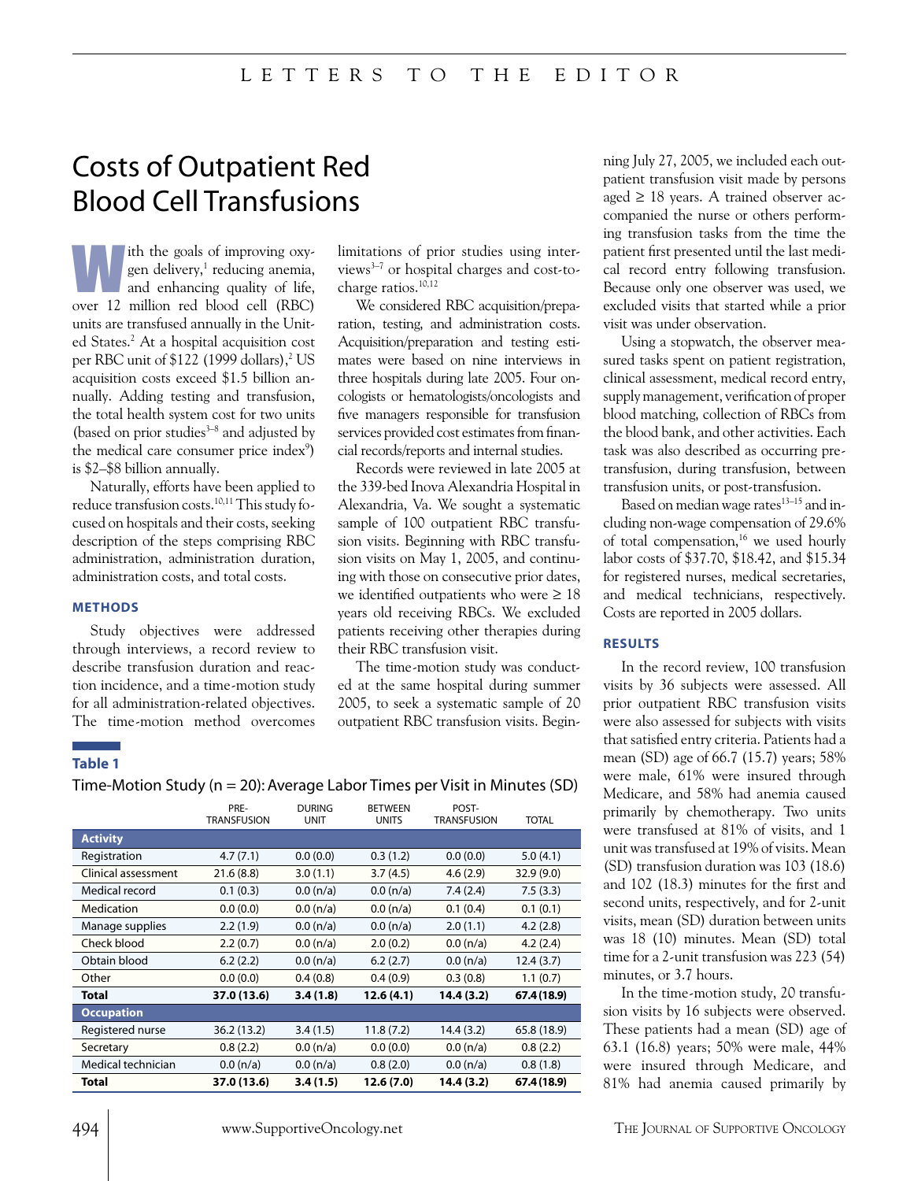# Costs of Outpatient Red Blood Cell Transfusions

With the goals of improving oxygen delivery,[1] reducing anemia, and enhancing quality of life, over 12 million red blood cell (RBC) units are transfused annually in the United States.[2] At a hospital acquisition cost per RBC unit of $122 (1999 dollars),[2] US acquisition costs exceed $1.5 billion annually. Adding testing and transfusion, the total health system cost for two units (based on prior studies[3–8] and adjusted by the medical care consumer price index[9]) is $2–$8 billion annually.

Naturally, efforts have been applied to reduce transfusion costs.[10,11] This study focused on hospitals and their costs, seeking description of the steps comprising RBC administration, administration duration, administration costs, and total costs.

## METHODS

Study objectives were addressed through interviews, a record review to describe transfusion duration and reaction incidence, and a time-motion study for all administration-related objectives. The time-motion method overcomes limitations of prior studies using interviews[3–7] or hospital charges and cost-to-charge ratios.[10,12]

We considered RBC acquisition/preparation, testing, and administration costs. Acquisition/preparation and testing estimates were based on nine interviews in three hospitals during late 2005. Four oncologists or hematologists/oncologists and five managers responsible for transfusion services provided cost estimates from financial records/reports and internal studies.

Records were reviewed in late 2005 at the 339-bed Inova Alexandria Hospital in Alexandria, Va. We sought a systematic sample of 100 outpatient RBC transfusion visits. Beginning with RBC transfusion visits on May 1, 2005, and continuing with those on consecutive prior dates, we identified outpatients who were ≥ 18 years old receiving RBCs. We excluded patients receiving other therapies during their RBC transfusion visit.

The time-motion study was conducted at the same hospital during summer 2005, to seek a systematic sample of 20 outpatient RBC transfusion visits. Beginning July 27, 2005, we included each outpatient transfusion visit made by persons aged ≥ 18 years. A trained observer accompanied the nurse or others performing transfusion tasks from the time the patient first presented until the last medical record entry following transfusion. Because only one observer was used, we excluded visits that started while a prior visit was under observation.

Using a stopwatch, the observer measured tasks spent on patient registration, clinical assessment, medical record entry, supply management, verification of proper blood matching, collection of RBCs from the blood bank, and other activities. Each task was also described as occurring pre-transfusion, during transfusion, between transfusion units, or post-transfusion.

Based on median wage rates[13–15] and including non-wage compensation of 29.6% of total compensation,[16] we used hourly labor costs of $37.70, $18.42, and $15.34 for registered nurses, medical secretaries, and medical technicians, respectively. Costs are reported in 2005 dollars.

## RESULTS

In the record review, 100 transfusion visits by 36 subjects were assessed. All prior outpatient RBC transfusion visits were also assessed for subjects with visits that satisfied entry criteria. Patients had a mean (SD) age of 66.7 (15.7) years; 58% were male, 61% were insured through Medicare, and 58% had anemia caused primarily by chemotherapy. Two units were transfused at 81% of visits, and 1 unit was transfused at 19% of visits. Mean (SD) transfusion duration was 103 (18.6) and 102 (18.3) minutes for the first and second units, respectively, and for 2-unit visits, mean (SD) duration between units was 18 (10) minutes. Mean (SD) total time for a 2-unit transfusion was 223 (54) minutes, or 3.7 hours.

In the time-motion study, 20 transfusion visits by 16 subjects were observed. These patients had a mean (SD) age of 63.1 (16.8) years; 50% were male, 44% were insured through Medicare, and 81% had anemia caused primarily by

**Table 1**

Time-Motion Study (n = 20): Average Labor Times per Visit in Minutes (SD)

| | PRE-TRANSFUSION | DURING UNIT | BETWEEN UNITS | POST-TRANSFUSION | TOTAL |
|---|---|---|---|---|---|
| **Activity** | | | | | |
| Registration | 4.7 (7.1) | 0.0 (0.0) | 0.3 (1.2) | 0.0 (0.0) | 5.0 (4.1) |
| Clinical assessment | 21.6 (8.8) | 3.0 (1.1) | 3.7 (4.5) | 4.6 (2.9) | 32.9 (9.0) |
| Medical record | 0.1 (0.3) | 0.0 (n/a) | 0.0 (n/a) | 7.4 (2.4) | 7.5 (3.3) |
| Medication | 0.0 (0.0) | 0.0 (n/a) | 0.0 (n/a) | 0.1 (0.4) | 0.1 (0.1) |
| Manage supplies | 2.2 (1.9) | 0.0 (n/a) | 0.0 (n/a) | 2.0 (1.1) | 4.2 (2.8) |
| Check blood | 2.2 (0.7) | 0.0 (n/a) | 2.0 (0.2) | 0.0 (n/a) | 4.2 (2.4) |
| Obtain blood | 6.2 (2.2) | 0.0 (n/a) | 6.2 (2.7) | 0.0 (n/a) | 12.4 (3.7) |
| Other | 0.0 (0.0) | 0.4 (0.8) | 0.4 (0.9) | 0.3 (0.8) | 1.1 (0.7) |
| **Total** | **37.0 (13.6)** | **3.4 (1.8)** | **12.6 (4.1)** | **14.4 (3.2)** | **67.4 (18.9)** |
| **Occupation** | | | | | |
| Registered nurse | 36.2 (13.2) | 3.4 (1.5) | 11.8 (7.2) | 14.4 (3.2) | 65.8 (18.9) |
| Secretary | 0.8 (2.2) | 0.0 (n/a) | 0.0 (0.0) | 0.0 (n/a) | 0.8 (2.2) |
| Medical technician | 0.0 (n/a) | 0.0 (n/a) | 0.8 (2.0) | 0.0 (n/a) | 0.8 (1.8) |
| **Total** | **37.0 (13.6)** | **3.4 (1.5)** | **12.6 (7.0)** | **14.4 (3.2)** | **67.4 (18.9)** |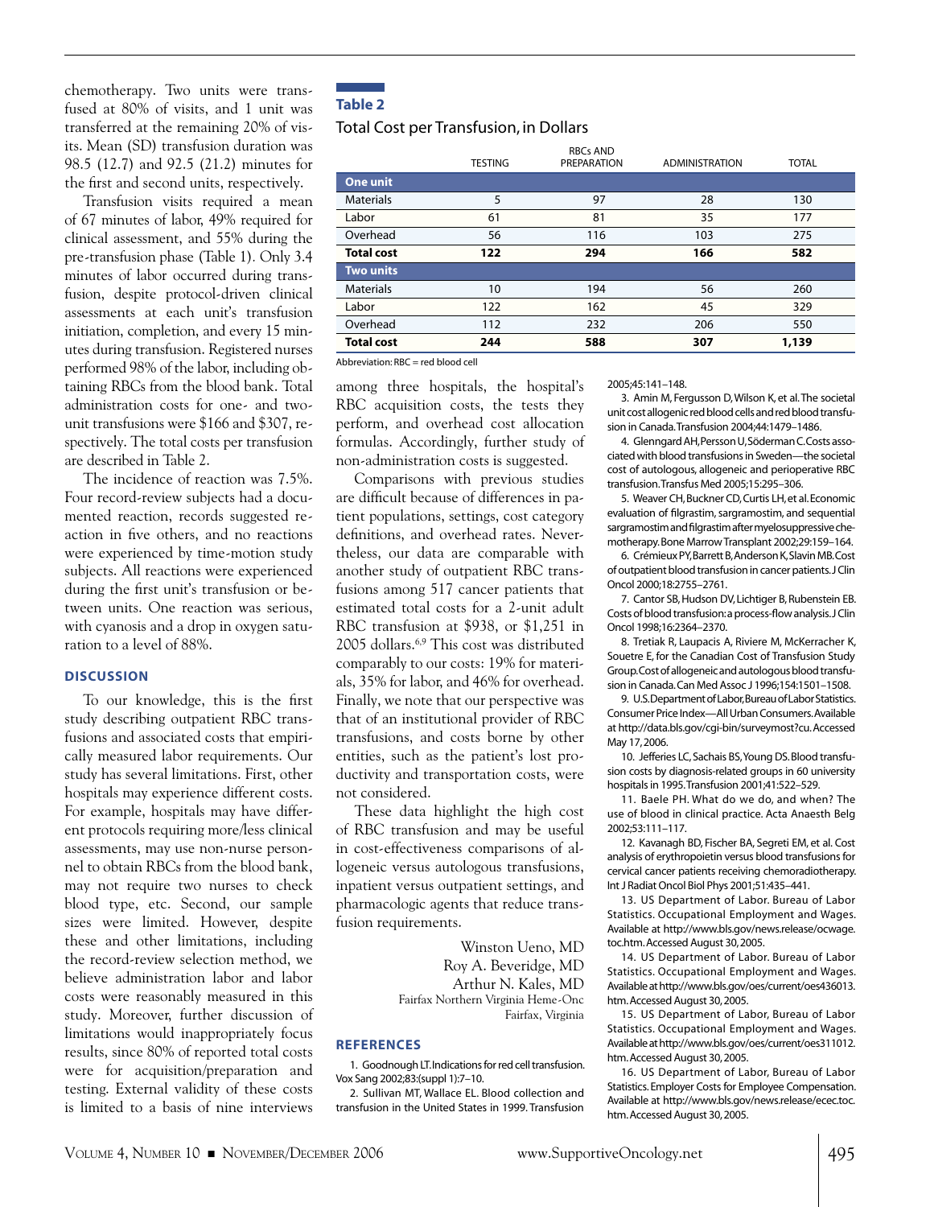chemotherapy. Two units were transfused at 80% of visits, and 1 unit was transferred at the remaining 20% of visits. Mean (SD) transfusion duration was 98.5 (12.7) and 92.5 (21.2) minutes for the first and second units, respectively.

Transfusion visits required a mean of 67 minutes of labor, 49% required for clinical assessment, and 55% during the pre-transfusion phase (Table 1). Only 3.4 minutes of labor occurred during transfusion, despite protocol-driven clinical assessments at each unit's transfusion initiation, completion, and every 15 minutes during transfusion. Registered nurses performed 98% of the labor, including obtaining RBCs from the blood bank. Total administration costs for one- and two-unit transfusions were $166 and $307, respectively. The total costs per transfusion are described in Table 2.

The incidence of reaction was 7.5%. Four record-review subjects had a documented reaction, records suggested reaction in five others, and no reactions were experienced by time-motion study subjects. All reactions were experienced during the first unit's transfusion or between units. One reaction was serious, with cyanosis and a drop in oxygen saturation to a level of 88%.

**Table 2**

Total Cost per Transfusion, in Dollars

| | TESTING | RBCs AND PREPARATION | ADMINISTRATION | TOTAL |
|---|---|---|---|---|
| **One unit** | | | | |
| Materials | 5 | 97 | 28 | 130 |
| Labor | 61 | 81 | 35 | 177 |
| Overhead | 56 | 116 | 103 | 275 |
| **Total cost** | **122** | **294** | **166** | **582** |
| **Two units** | | | | |
| Materials | 10 | 194 | 56 | 260 |
| Labor | 122 | 162 | 45 | 329 |
| Overhead | 112 | 232 | 206 | 550 |
| **Total cost** | **244** | **588** | **307** | **1,139** |

Abbreviation: RBC = red blood cell

## DISCUSSION

To our knowledge, this is the first study describing outpatient RBC transfusions and associated costs that empirically measured labor requirements. Our study has several limitations. First, other hospitals may experience different costs. For example, hospitals may have different protocols requiring more/less clinical assessments, may use non-nurse personnel to obtain RBCs from the blood bank, may not require two nurses to check blood type, etc. Second, our sample sizes were limited. However, despite these and other limitations, including the record-review selection method, we believe administration labor and labor costs were reasonably measured in this study. Moreover, further discussion of limitations would inappropriately focus results, since 80% of reported total costs were for acquisition/preparation and testing. External validity of these costs is limited to a basis of nine interviews among three hospitals, the hospital's RBC acquisition costs, the tests they perform, and overhead cost allocation formulas. Accordingly, further study of non-administration costs is suggested.

Comparisons with previous studies are difficult because of differences in patient populations, settings, cost category definitions, and overhead rates. Nevertheless, our data are comparable with another study of outpatient RBC transfusions among 517 cancer patients that estimated total costs for a 2-unit adult RBC transfusion at $938, or $1,251 in 2005 dollars.[6,9] This cost was distributed comparably to our costs: 19% for materials, 35% for labor, and 46% for overhead. Finally, we note that our perspective was that of an institutional provider of RBC transfusions, and costs borne by other entities, such as the patient's lost productivity and transportation costs, were not considered.

These data highlight the high cost of RBC transfusion and may be useful in cost-effectiveness comparisons of allogeneic versus autologous transfusions, inpatient versus outpatient settings, and pharmacologic agents that reduce transfusion requirements.

Winston Ueno, MD
Roy A. Beveridge, MD
Arthur N. Kales, MD
Fairfax Northern Virginia Heme-Onc
Fairfax, Virginia

## REFERENCES

1. Goodnough LT. Indications for red cell transfusion. Vox Sang 2002;83(suppl 1):7–10.
2. Sullivan MT, Wallace EL. Blood collection and transfusion in the United States in 1999. Transfusion 2005;45:141–148.
3. Amin M, Fergusson D, Wilson K, et al. The societal unit cost allogenic red blood cells and red blood transfusion in Canada. Transfusion 2004;44:1479–1486.
4. Glenngard AH, Persson U, Söderman C. Costs associated with blood transfusions in Sweden—the societal cost of autologous, allogeneic and perioperative RBC transfusion. Transfus Med 2005;15:295–306.
5. Weaver CH, Buckner CD, Curtis LH, et al. Economic evaluation of filgrastim, sargramostim, and sequential sargramostim and filgrastim after myelosuppressive chemotherapy. Bone Marrow Transplant 2002;29:159–164.
6. Crémieux PY, Barrett B, Anderson K, Slavin MB. Cost of outpatient blood transfusion in cancer patients. J Clin Oncol 2000;18:2755–2761.
7. Cantor SB, Hudson DV, Lichtiger B, Rubenstein EB. Costs of blood transfusion: a process-flow analysis. J Clin Oncol 1998;16:2364–2370.
8. Tretiak R, Laupacis A, Riviere M, McKerracher K, Souetre E, for the Canadian Cost of Transfusion Study Group. Cost of allogeneic and autologous blood transfusion in Canada. Can Med Assoc J 1996;154:1501–1508.
9. U.S. Department of Labor, Bureau of Labor Statistics. Consumer Price Index—All Urban Consumers. Available at http://data.bls.gov/cgi-bin/surveymost?cu. Accessed May 17, 2006.
10. Jefferies LC, Sachais BS, Young DS. Blood transfusion costs by diagnosis-related groups in 60 university hospitals in 1995. Transfusion 2001;41:522–529.
11. Baele PH. What do we do, and when? The use of blood in clinical practice. Acta Anaesth Belg 2002;53:111–117.
12. Kavanagh BD, Fischer BA, Segreti EM, et al. Cost analysis of erythropoietin versus blood transfusions for cervical cancer patients receiving chemoradiotherapy. Int J Radiat Oncol Biol Phys 2001;51:435–441.
13. US Department of Labor. Bureau of Labor Statistics. Occupational Employment and Wages. Available at http://www.bls.gov/news.release/ocwage.toc.htm. Accessed August 30, 2005.
14. US Department of Labor. Bureau of Labor Statistics. Occupational Employment and Wages. Available at http://www.bls.gov/oes/current/oes436013.htm. Accessed August 30, 2005.
15. US Department of Labor, Bureau of Labor Statistics. Occupational Employment and Wages. Available at http://www.bls.gov/oes/current/oes311012.htm. Accessed August 30, 2005.
16. US Department of Labor, Bureau of Labor Statistics. Employer Costs for Employee Compensation. Available at http://www.bls.gov/news.release/ecec.toc.htm. Accessed August 30, 2005.